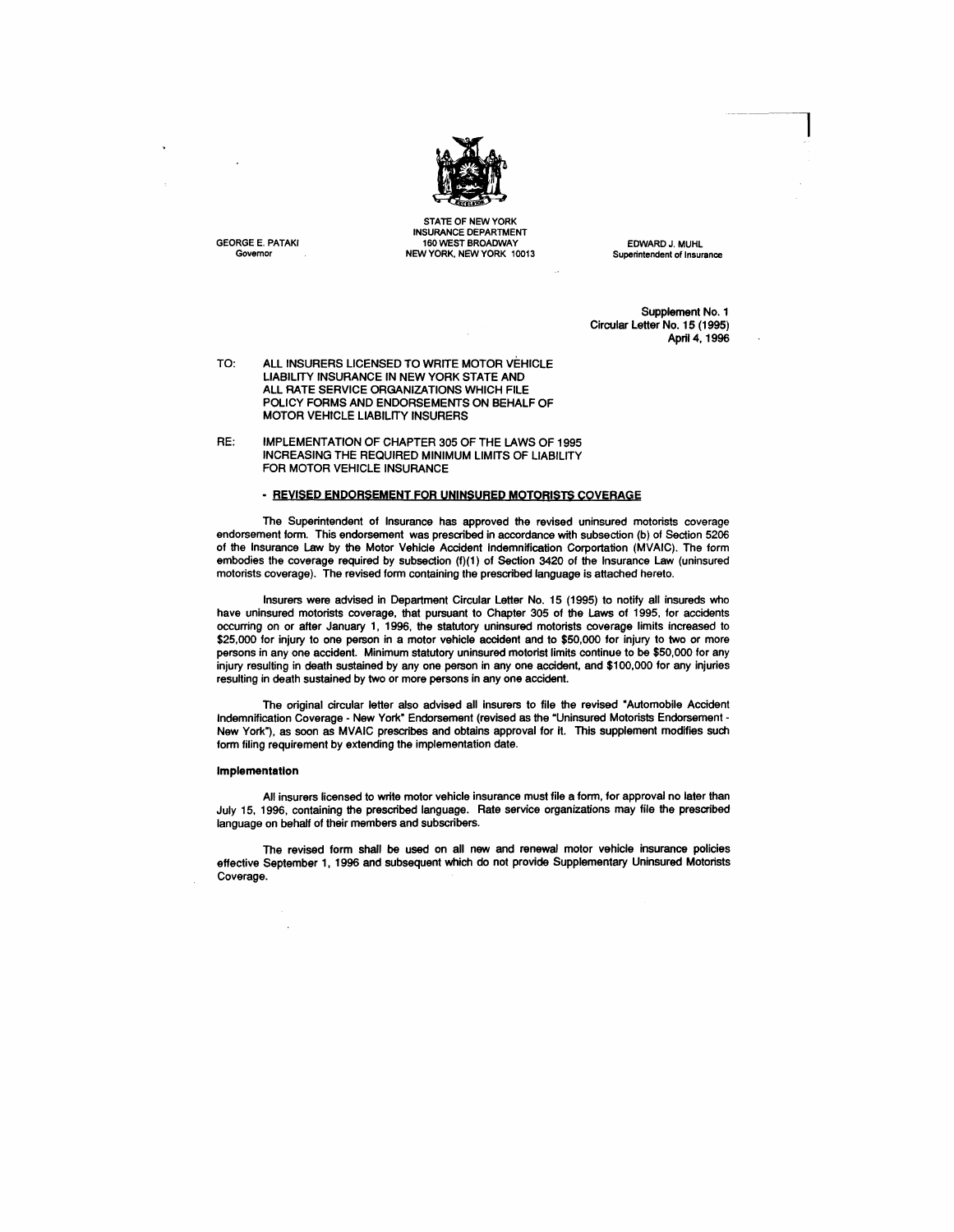STATE OF NEW YORK
INSURANCE DEPARTMENT
160 WEST BROADWAY
NEW YORK, NEW YORK 10013

GEORGE E. PATAKI
Governor

EDWARD J. MUHL
Superintendent of Insurance

**Supplement No. 1**
**Circular Letter No. 15 (1995)**
**April 4, 1996**

TO: ALL INSURERS LICENSED TO WRITE MOTOR VEHICLE LIABILITY INSURANCE IN NEW YORK STATE AND ALL RATE SERVICE ORGANIZATIONS WHICH FILE POLICY FORMS AND ENDORSEMENTS ON BEHALF OF MOTOR VEHICLE LIABILITY INSURERS

RE: IMPLEMENTATION OF CHAPTER 305 OF THE LAWS OF 1995 INCREASING THE REQUIRED MINIMUM LIMITS OF LIABILITY FOR MOTOR VEHICLE INSURANCE

- **REVISED ENDORSEMENT FOR UNINSURED MOTORISTS COVERAGE**

The Superintendent of Insurance has approved the revised uninsured motorists coverage endorsement form. This endorsement was prescribed in accordance with subsection (b) of Section 5206 of the Insurance Law by the Motor Vehicle Accident Indemnification Corportation (MVAIC). The form embodies the coverage required by subsection (f)(1) of Section 3420 of the Insurance Law (uninsured motorists coverage). The revised form containing the prescribed language is attached hereto.

Insurers were advised in Department Circular Letter No. 15 (1995) to notify all insureds who have uninsured motorists coverage, that pursuant to Chapter 305 of the Laws of 1995, for accidents occurring on or after January 1, 1996, the statutory uninsured motorists coverage limits increased to \$25,000 for injury to one person in a motor vehicle accident and to \$50,000 for injury to two or more persons in any one accident. Minimum statutory uninsured motorist limits continue to be \$50,000 for any injury resulting in death sustained by any one person in any one accident, and \$100,000 for any injuries resulting in death sustained by two or more persons in any one accident.

The original circular letter also advised all insurers to file the revised "Automobile Accident Indemnification Coverage - New York" Endorsement (revised as the "Uninsured Motorists Endorsement - New York"), as soon as MVAIC prescribes and obtains approval for it. This supplement modifies such form filing requirement by extending the implementation date.

**Implementation**

All insurers licensed to write motor vehicle insurance must file a form, for approval no later than July 15, 1996, containing the prescribed language. Rate service organizations may file the prescribed language on behalf of their members and subscribers.

The revised form shall be used on all new and renewal motor vehicle insurance policies effective September 1, 1996 and subsequent which do not provide Supplementary Uninsured Motorists Coverage.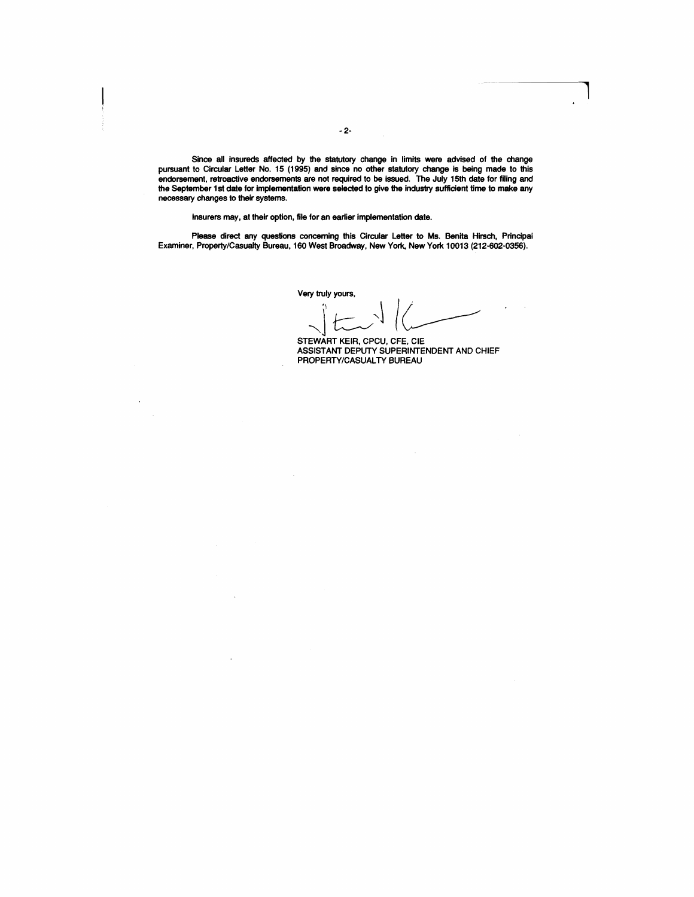Since all insureds affected by the statutory change in limits were advised of the change pursuant to Circular Letter No. 15 (1995) and since no other statutory change is being made to this endorsement, retroactive endorsements are not required to be issued. The July 15th date for filing and the September 1st date for implementation were selected to give the industry sufficient time to make any necessary changes to their systems.

Insurers may, at their option, file for an earlier implementation date.

Please direct any questions concerning this Circular Letter to Ms. Benita Hirsch, Principal Examiner, Property/Casualty Bureau, 160 West Broadway, New York, New York 10013 (212-602-0356).

Very truly yours,

STEWART KEIR, CPCU, CFE, CIE
ASSISTANT DEPUTY SUPERINTENDENT AND CHIEF
PROPERTY/CASUALTY BUREAU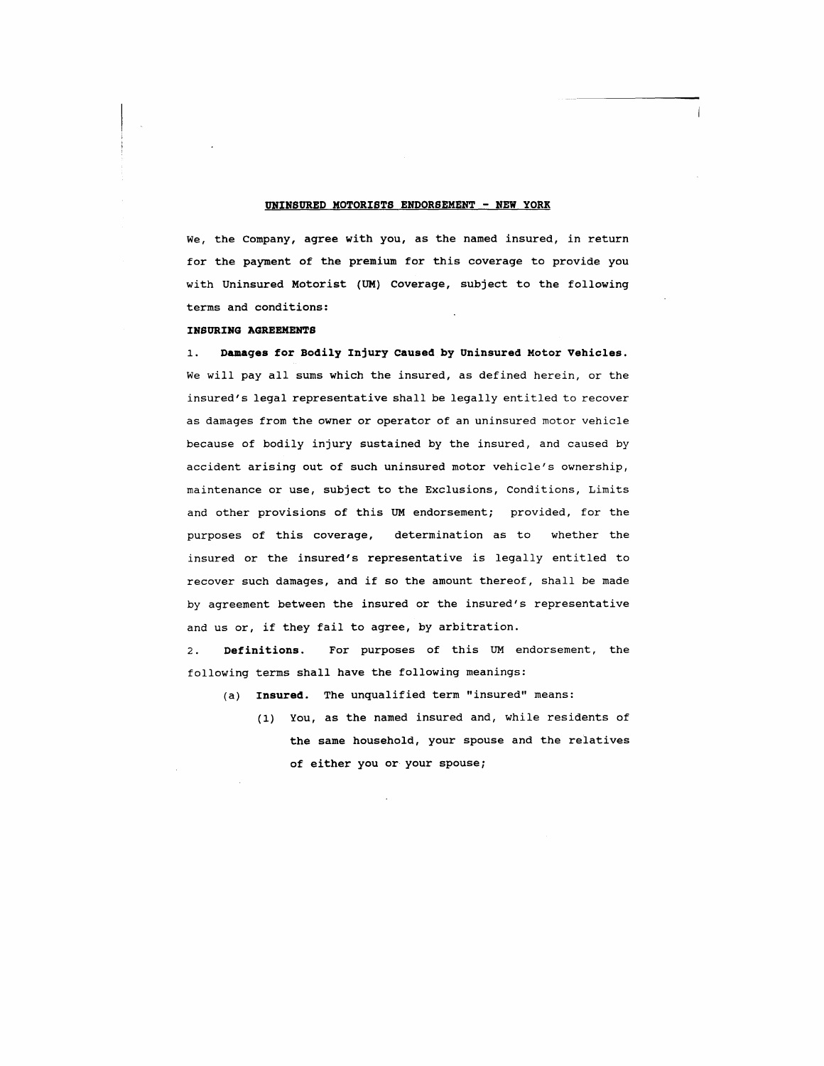# UNINSURED MOTORISTS ENDORSEMENT - NEW YORK

We, the Company, agree with you, as the named insured, in return for the payment of the premium for this coverage to provide you with Uninsured Motorist (UM) Coverage, subject to the following terms and conditions:

**INSURING AGREEMENTS**

1. **Damages for Bodily Injury Caused by Uninsured Motor Vehicles.** We will pay all sums which the insured, as defined herein, or the insured's legal representative shall be legally entitled to recover as damages from the owner or operator of an uninsured motor vehicle because of bodily injury sustained by the insured, and caused by accident arising out of such uninsured motor vehicle's ownership, maintenance or use, subject to the Exclusions, Conditions, Limits and other provisions of this UM endorsement; provided, for the purposes of this coverage, determination as to whether the insured or the insured's representative is legally entitled to recover such damages, and if so the amount thereof, shall be made by agreement between the insured or the insured's representative and us or, if they fail to agree, by arbitration.

2. **Definitions.** For purposes of this UM endorsement, the following terms shall have the following meanings:

   (a) **Insured.** The unqualified term "insured" means:

      (1) You, as the named insured and, while residents of the same household, your spouse and the relatives of either you or your spouse;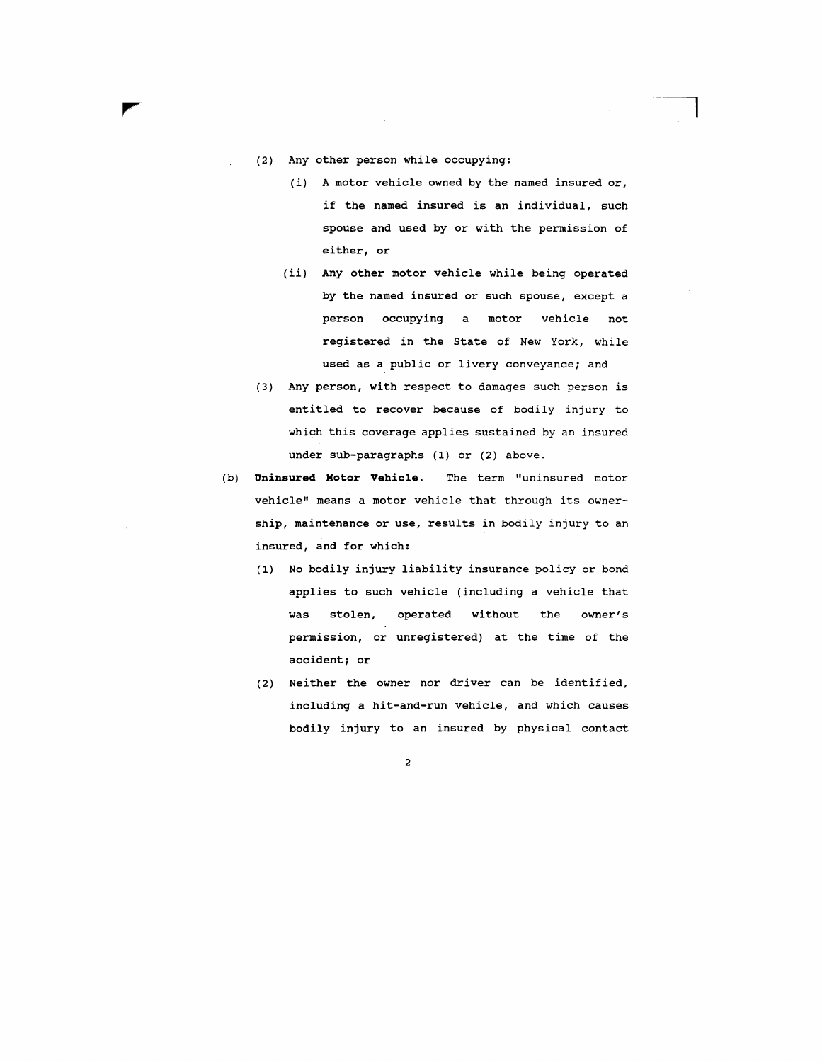(2) Any other person while occupying:

(i) A motor vehicle owned by the named insured or, if the named insured is an individual, such spouse and used by or with the permission of either, or

(ii) Any other motor vehicle while being operated by the named insured or such spouse, except a person occupying a motor vehicle not registered in the State of New York, while used as a public or livery conveyance; and

(3) Any person, with respect to damages such person is entitled to recover because of bodily injury to which this coverage applies sustained by an insured under sub-paragraphs (1) or (2) above.

(b) **Uninsured Motor Vehicle.** The term "uninsured motor vehicle" means a motor vehicle that through its ownership, maintenance or use, results in bodily injury to an insured, and for which:

(1) No bodily injury liability insurance policy or bond applies to such vehicle (including a vehicle that was stolen, operated without the owner's permission, or unregistered) at the time of the accident; or

(2) Neither the owner nor driver can be identified, including a hit-and-run vehicle, and which causes bodily injury to an insured by physical contact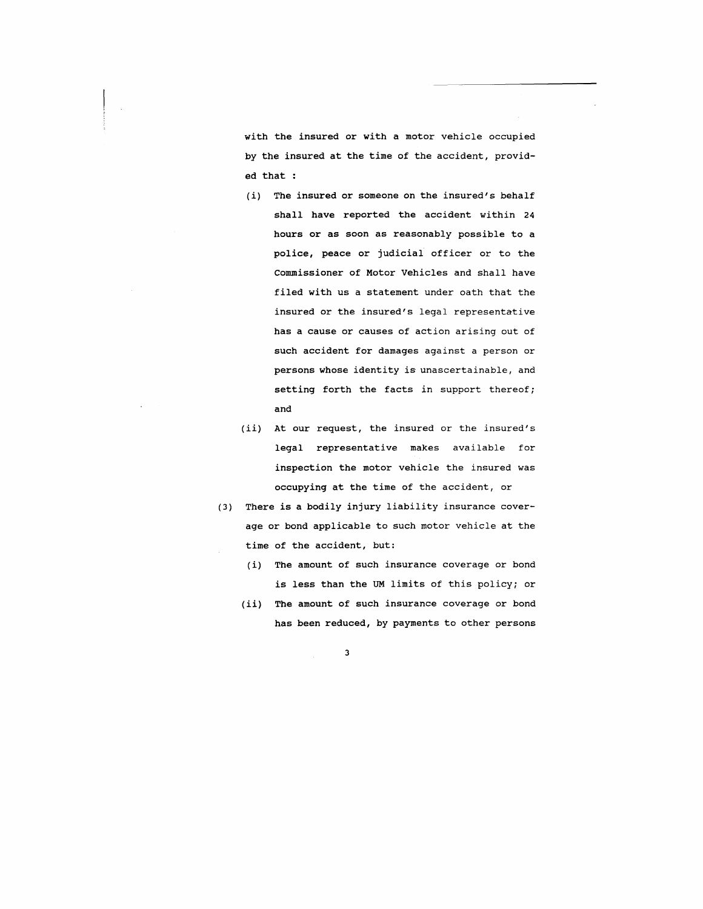with the insured or with a motor vehicle occupied by the insured at the time of the accident, provided that :

   (i) The insured or someone on the insured's behalf shall have reported the accident within 24 hours or as soon as reasonably possible to a police, peace or judicial officer or to the Commissioner of Motor Vehicles and shall have filed with us a statement under oath that the insured or the insured's legal representative has a cause or causes of action arising out of such accident for damages against a person or persons whose identity is unascertainable, and setting forth the facts in support thereof; and

   (ii) At our request, the insured or the insured's legal representative makes available for inspection the motor vehicle the insured was occupying at the time of the accident, or

(3) There is a bodily injury liability insurance coverage or bond applicable to such motor vehicle at the time of the accident, but:

   (i) The amount of such insurance coverage or bond is less than the UM limits of this policy; or

   (ii) The amount of such insurance coverage or bond has been reduced, by payments to other persons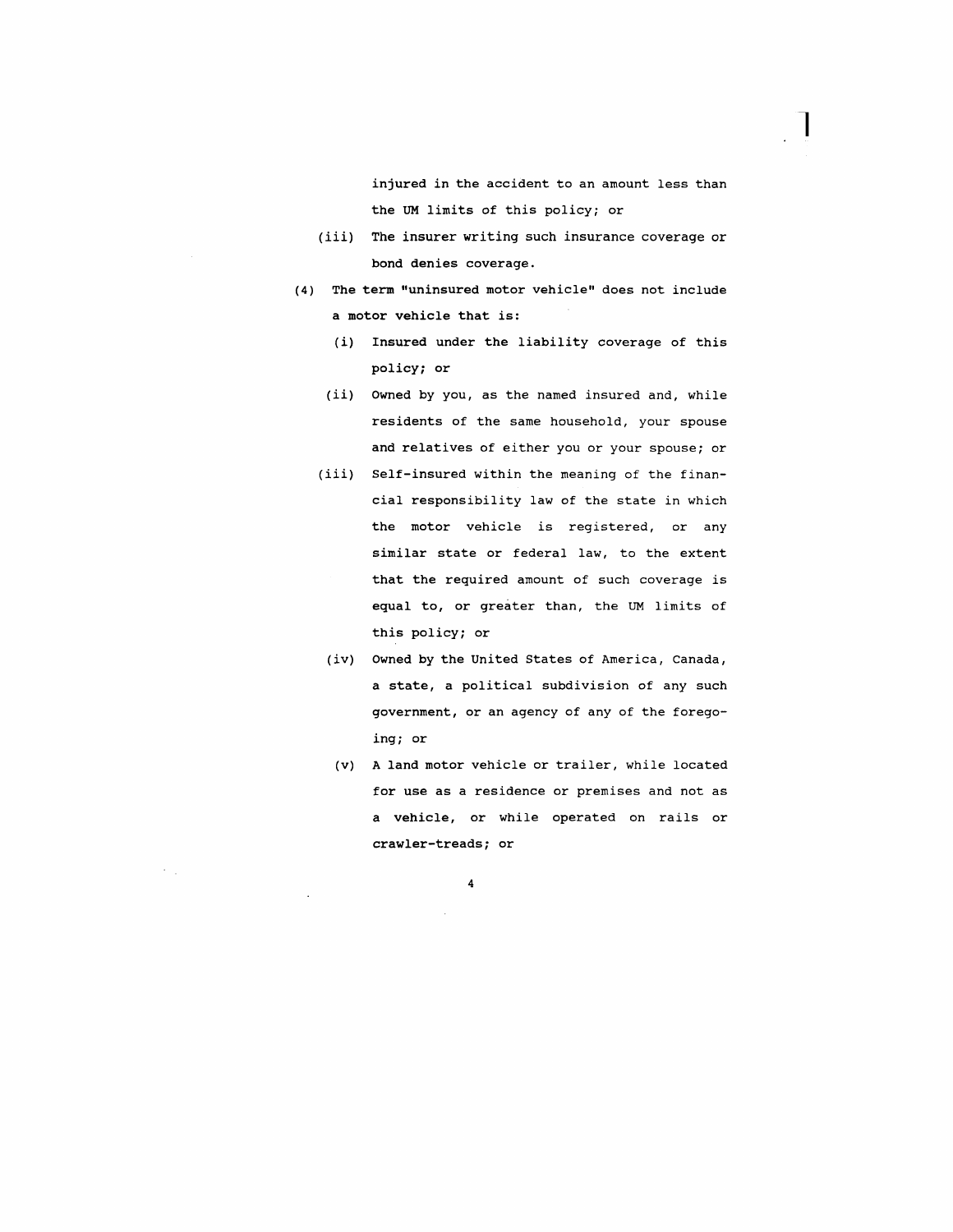injured in the accident to an amount less than the UM limits of this policy; or

(iii) The insurer writing such insurance coverage or bond denies coverage.

(4) The term "uninsured motor vehicle" does not include a motor vehicle that is:

(i) Insured under the liability coverage of this policy; or

(ii) Owned by you, as the named insured and, while residents of the same household, your spouse and relatives of either you or your spouse; or

(iii) Self-insured within the meaning of the financial responsibility law of the state in which the motor vehicle is registered, or any similar state or federal law, to the extent that the required amount of such coverage is equal to, or greater than, the UM limits of this policy; or

(iv) Owned by the United States of America, Canada, a state, a political subdivision of any such government, or an agency of any of the foregoing; or

(v) A land motor vehicle or trailer, while located for use as a residence or premises and not as a vehicle, or while operated on rails or crawler-treads; or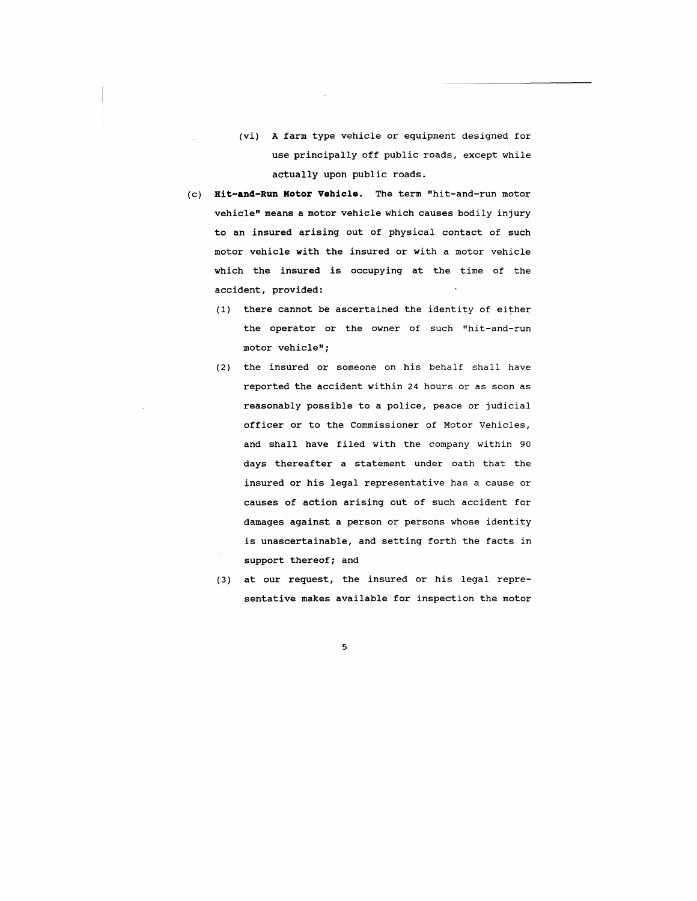(vi) A farm type vehicle or equipment designed for use principally off public roads, except while actually upon public roads.

(c) **Hit-and-Run Motor Vehicle.** The term "hit-and-run motor vehicle" means a motor vehicle which causes bodily injury to an insured arising out of physical contact of such motor vehicle with the insured or with a motor vehicle which the insured is occupying at the time of the accident, provided:

(1) there cannot be ascertained the identity of either the operator or the owner of such "hit-and-run motor vehicle";

(2) the insured or someone on his behalf shall have reported the accident within 24 hours or as soon as reasonably possible to a police, peace or judicial officer or to the Commissioner of Motor Vehicles, and shall have filed with the company within 90 days thereafter a statement under oath that the insured or his legal representative has a cause or causes of action arising out of such accident for damages against a person or persons whose identity is unascertainable, and setting forth the facts in support thereof; and

(3) at our request, the insured or his legal representative makes available for inspection the motor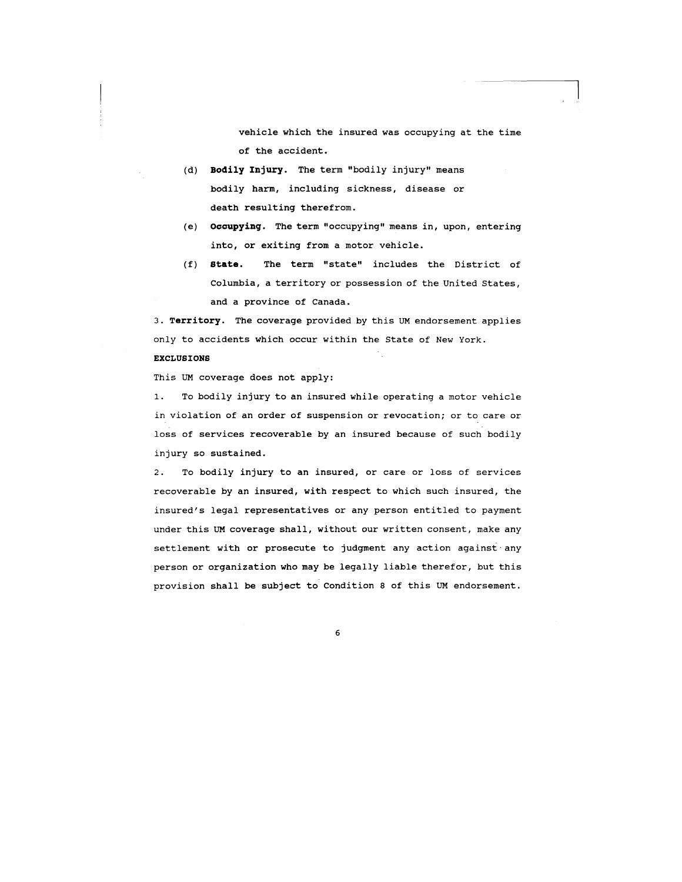vehicle which the insured was occupying at the time of the accident.

(d) **Bodily Injury.** The term "bodily injury" means bodily harm, including sickness, disease or death resulting therefrom.

(e) **Occupying.** The term "occupying" means in, upon, entering into, or exiting from a motor vehicle.

(f) **State.** The term "state" includes the District of Columbia, a territory or possession of the United States, and a province of Canada.

3. **Territory.** The coverage provided by this UM endorsement applies only to accidents which occur within the State of New York.

**EXCLUSIONS**

This UM coverage does not apply:

1. To bodily injury to an insured while operating a motor vehicle in violation of an order of suspension or revocation; or to care or loss of services recoverable by an insured because of such bodily injury so sustained.

2. To bodily injury to an insured, or care or loss of services recoverable by an insured, with respect to which such insured, the insured's legal representatives or any person entitled to payment under this UM coverage shall, without our written consent, make any settlement with or prosecute to judgment any action against any person or organization who may be legally liable therefor, but this provision shall be subject to Condition 8 of this UM endorsement.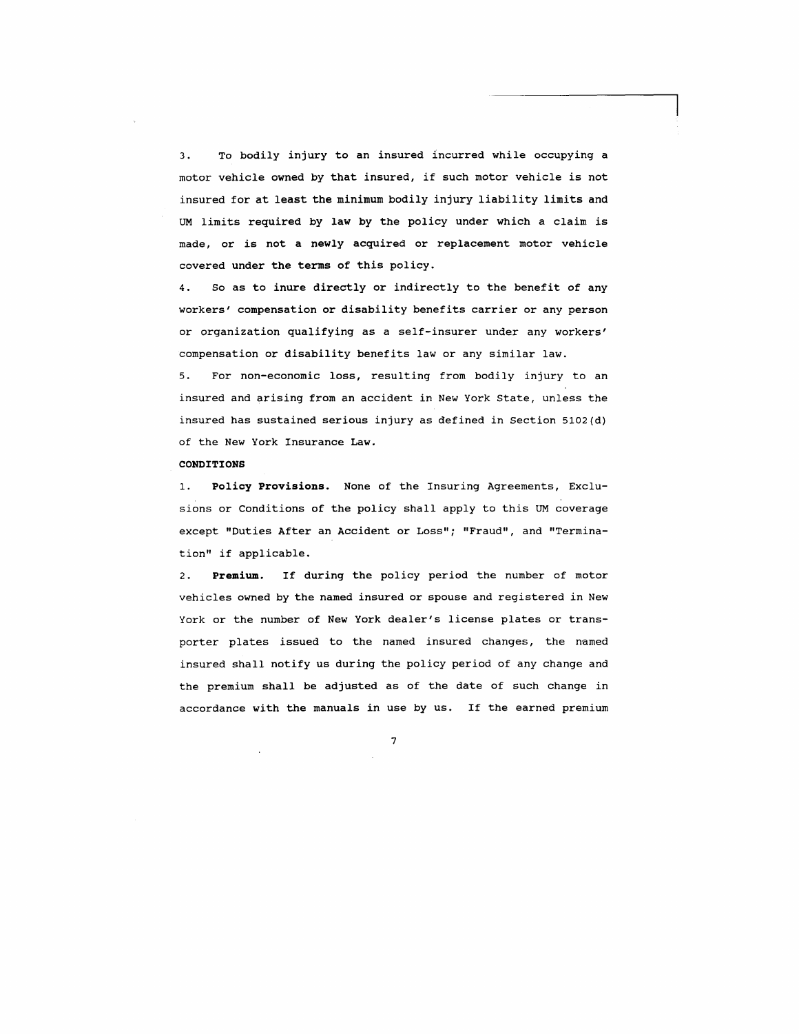3. To bodily injury to an insured incurred while occupying a motor vehicle owned by that insured, if such motor vehicle is not insured for at least the minimum bodily injury liability limits and UM limits required by law by the policy under which a claim is made, or is not a newly acquired or replacement motor vehicle covered under the terms of this policy.

4. So as to inure directly or indirectly to the benefit of any workers' compensation or disability benefits carrier or any person or organization qualifying as a self-insurer under any workers' compensation or disability benefits law or any similar law.

5. For non-economic loss, resulting from bodily injury to an insured and arising from an accident in New York State, unless the insured has sustained serious injury as defined in Section 5102(d) of the New York Insurance Law.

**CONDITIONS**

1. **Policy Provisions.** None of the Insuring Agreements, Exclusions or Conditions of the policy shall apply to this UM coverage except "Duties After an Accident or Loss"; "Fraud", and "Termination" if applicable.

2. **Premium.** If during the policy period the number of motor vehicles owned by the named insured or spouse and registered in New York or the number of New York dealer's license plates or transporter plates issued to the named insured changes, the named insured shall notify us during the policy period of any change and the premium shall be adjusted as of the date of such change in accordance with the manuals in use by us. If the earned premium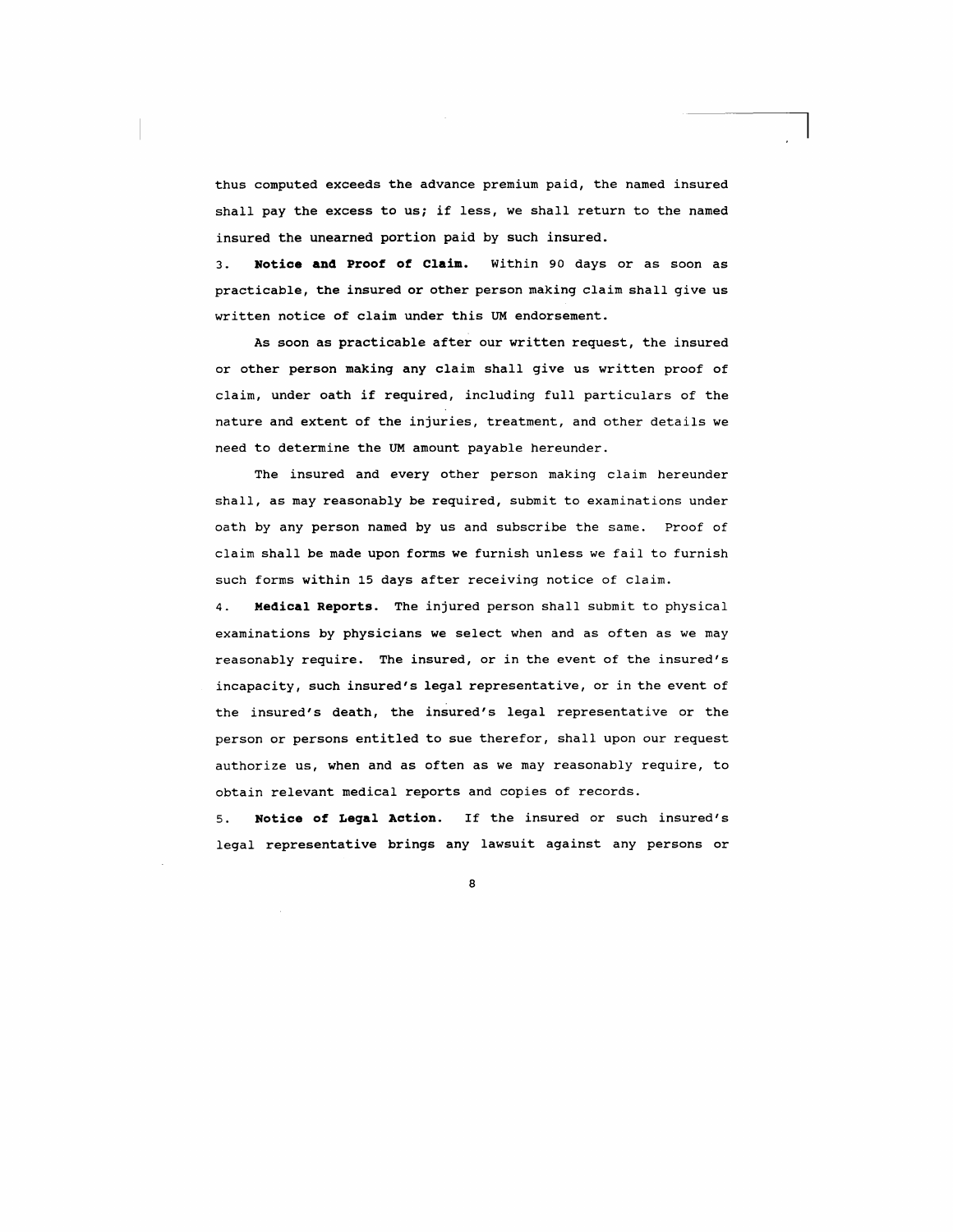thus computed exceeds the advance premium paid, the named insured shall pay the excess to us; if less, we shall return to the named insured the unearned portion paid by such insured.

3. **Notice and Proof of Claim.** Within 90 days or as soon as practicable, the insured or other person making claim shall give us written notice of claim under this UM endorsement.

As soon as practicable after our written request, the insured or other person making any claim shall give us written proof of claim, under oath if required, including full particulars of the nature and extent of the injuries, treatment, and other details we need to determine the UM amount payable hereunder.

The insured and every other person making claim hereunder shall, as may reasonably be required, submit to examinations under oath by any person named by us and subscribe the same. Proof of claim shall be made upon forms we furnish unless we fail to furnish such forms within 15 days after receiving notice of claim.

4. **Medical Reports.** The injured person shall submit to physical examinations by physicians we select when and as often as we may reasonably require. The insured, or in the event of the insured's incapacity, such insured's legal representative, or in the event of the insured's death, the insured's legal representative or the person or persons entitled to sue therefor, shall upon our request authorize us, when and as often as we may reasonably require, to obtain relevant medical reports and copies of records.

5. **Notice of Legal Action.** If the insured or such insured's legal representative brings any lawsuit against any persons or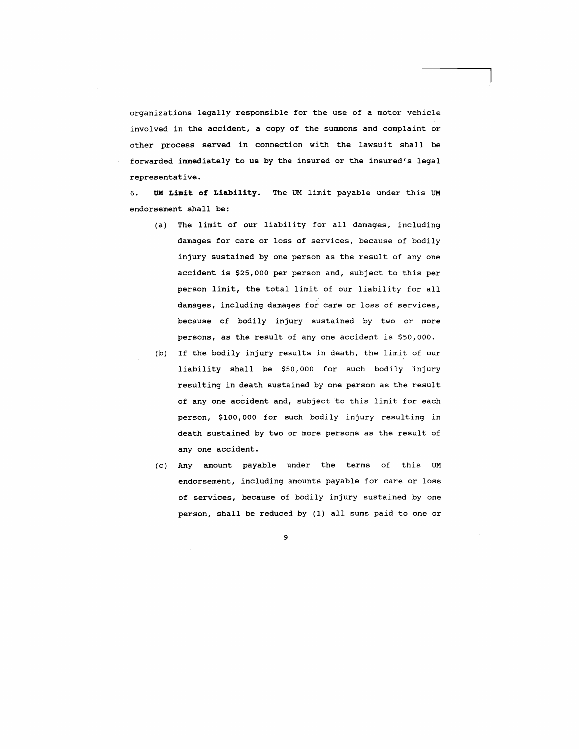organizations legally responsible for the use of a motor vehicle involved in the accident, a copy of the summons and complaint or other process served in connection with the lawsuit shall be forwarded immediately to us by the insured or the insured's legal representative.

6. **UM Limit of Liability.** The UM limit payable under this UM endorsement shall be:

(a) The limit of our liability for all damages, including damages for care or loss of services, because of bodily injury sustained by one person as the result of any one accident is $25,000 per person and, subject to this per person limit, the total limit of our liability for all damages, including damages for care or loss of services, because of bodily injury sustained by two or more persons, as the result of any one accident is $50,000.

(b) If the bodily injury results in death, the limit of our liability shall be $50,000 for such bodily injury resulting in death sustained by one person as the result of any one accident and, subject to this limit for each person, $100,000 for such bodily injury resulting in death sustained by two or more persons as the result of any one accident.

(c) Any amount payable under the terms of this UM endorsement, including amounts payable for care or loss of services, because of bodily injury sustained by one person, shall be reduced by (1) all sums paid to one or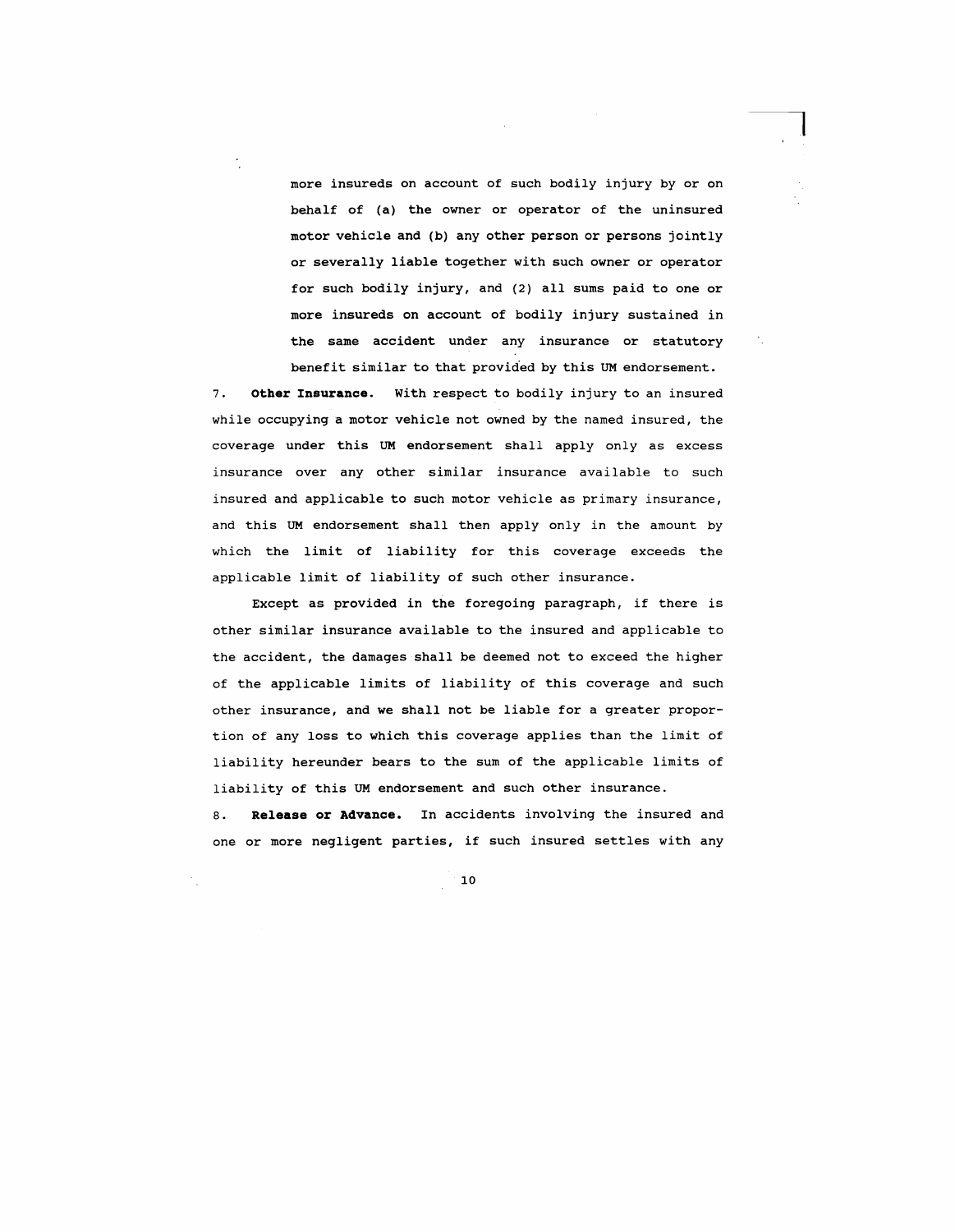more insureds on account of such bodily injury by or on behalf of (a) the owner or operator of the uninsured motor vehicle and (b) any other person or persons jointly or severally liable together with such owner or operator for such bodily injury, and (2) all sums paid to one or more insureds on account of bodily injury sustained in the same accident under any insurance or statutory benefit similar to that provided by this UM endorsement.

7. **Other Insurance.** With respect to bodily injury to an insured while occupying a motor vehicle not owned by the named insured, the coverage under this UM endorsement shall apply only as excess insurance over any other similar insurance available to such insured and applicable to such motor vehicle as primary insurance, and this UM endorsement shall then apply only in the amount by which the limit of liability for this coverage exceeds the applicable limit of liability of such other insurance.

Except as provided in the foregoing paragraph, if there is other similar insurance available to the insured and applicable to the accident, the damages shall be deemed not to exceed the higher of the applicable limits of liability of this coverage and such other insurance, and we shall not be liable for a greater proportion of any loss to which this coverage applies than the limit of liability hereunder bears to the sum of the applicable limits of liability of this UM endorsement and such other insurance.

8. **Release or Advance.** In accidents involving the insured and one or more negligent parties, if such insured settles with any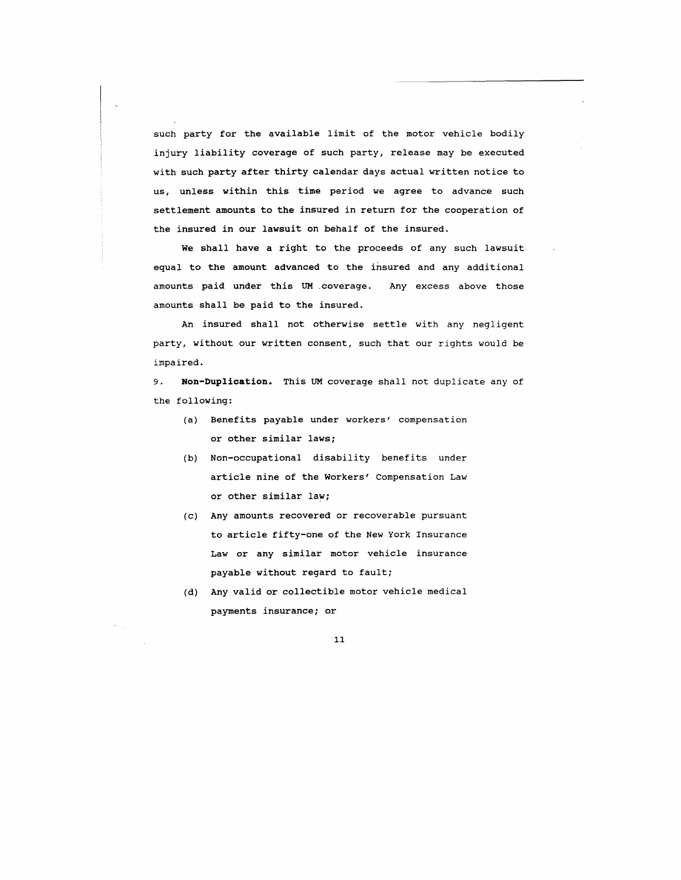such party for the available limit of the motor vehicle bodily injury liability coverage of such party, release may be executed with such party after thirty calendar days actual written notice to us, unless within this time period we agree to advance such settlement amounts to the insured in return for the cooperation of the insured in our lawsuit on behalf of the insured.

We shall have a right to the proceeds of any such lawsuit equal to the amount advanced to the insured and any additional amounts paid under this UM coverage. Any excess above those amounts shall be paid to the insured.

An insured shall not otherwise settle with any negligent party, without our written consent, such that our rights would be impaired.

9. **Non-Duplication.** This UM coverage shall not duplicate any of the following:

(a) Benefits payable under workers' compensation or other similar laws;

(b) Non-occupational disability benefits under article nine of the Workers' Compensation Law or other similar law;

(c) Any amounts recovered or recoverable pursuant to article fifty-one of the New York Insurance Law or any similar motor vehicle insurance payable without regard to fault;

(d) Any valid or collectible motor vehicle medical payments insurance; or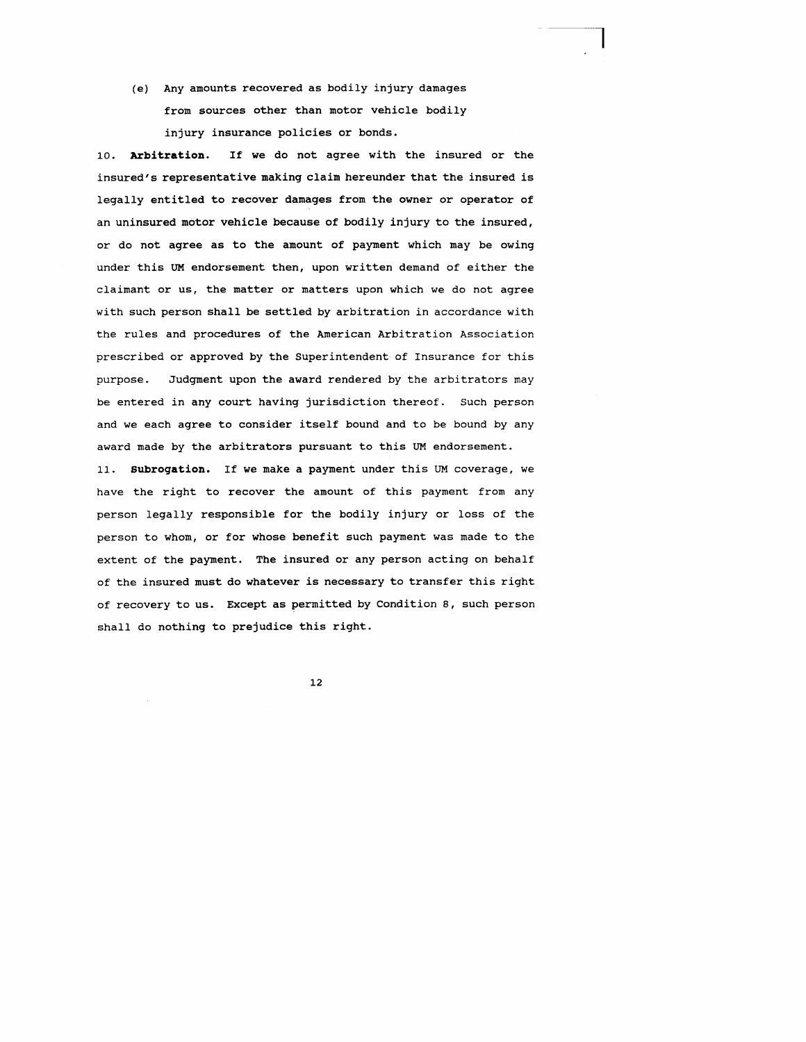(e) Any amounts recovered as bodily injury damages from sources other than motor vehicle bodily injury insurance policies or bonds.

10. **Arbitration.** If we do not agree with the insured or the insured's representative making claim hereunder that the insured is legally entitled to recover damages from the owner or operator of an uninsured motor vehicle because of bodily injury to the insured, or do not agree as to the amount of payment which may be owing under this UM endorsement then, upon written demand of either the claimant or us, the matter or matters upon which we do not agree with such person shall be settled by arbitration in accordance with the rules and procedures of the American Arbitration Association prescribed or approved by the Superintendent of Insurance for this purpose. Judgment upon the award rendered by the arbitrators may be entered in any court having jurisdiction thereof. Such person and we each agree to consider itself bound and to be bound by any award made by the arbitrators pursuant to this UM endorsement.

11. **Subrogation.** If we make a payment under this UM coverage, we have the right to recover the amount of this payment from any person legally responsible for the bodily injury or loss of the person to whom, or for whose benefit such payment was made to the extent of the payment. The insured or any person acting on behalf of the insured must do whatever is necessary to transfer this right of recovery to us. Except as permitted by Condition 8, such person shall do nothing to prejudice this right.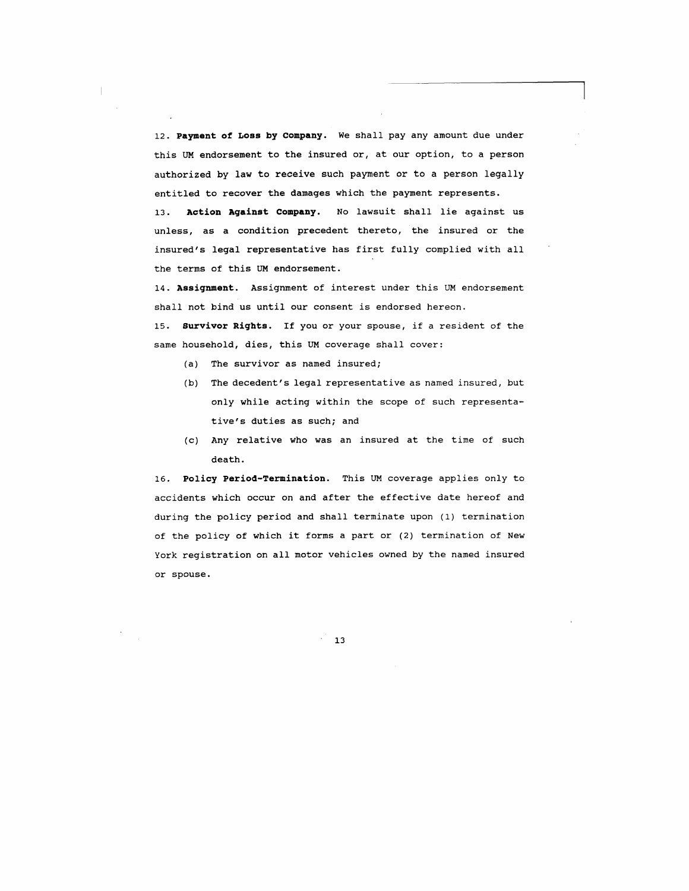12. **Payment of Loss by Company.** We shall pay any amount due under this UM endorsement to the insured or, at our option, to a person authorized by law to receive such payment or to a person legally entitled to recover the damages which the payment represents.

13. **Action Against Company.** No lawsuit shall lie against us unless, as a condition precedent thereto, the insured or the insured's legal representative has first fully complied with all the terms of this UM endorsement.

14. **Assignment.** Assignment of interest under this UM endorsement shall not bind us until our consent is endorsed hereon.

15. **Survivor Rights.** If you or your spouse, if a resident of the same household, dies, this UM coverage shall cover:

(a) The survivor as named insured;

(b) The decedent's legal representative as named insured, but only while acting within the scope of such representative's duties as such; and

(c) Any relative who was an insured at the time of such death.

16. **Policy Period-Termination.** This UM coverage applies only to accidents which occur on and after the effective date hereof and during the policy period and shall terminate upon (1) termination of the policy of which it forms a part or (2) termination of New York registration on all motor vehicles owned by the named insured or spouse.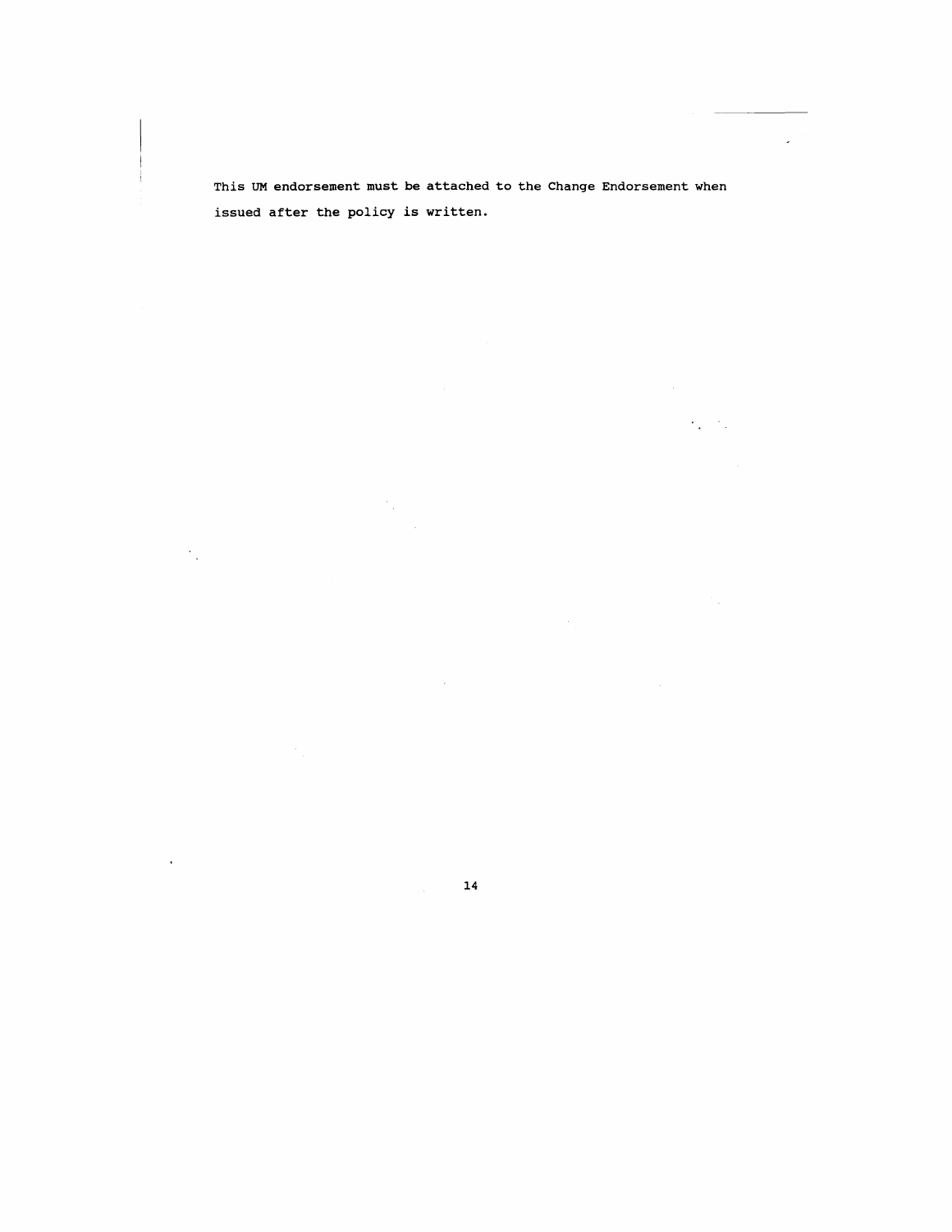This UM endorsement must be attached to the Change Endorsement when issued after the policy is written.